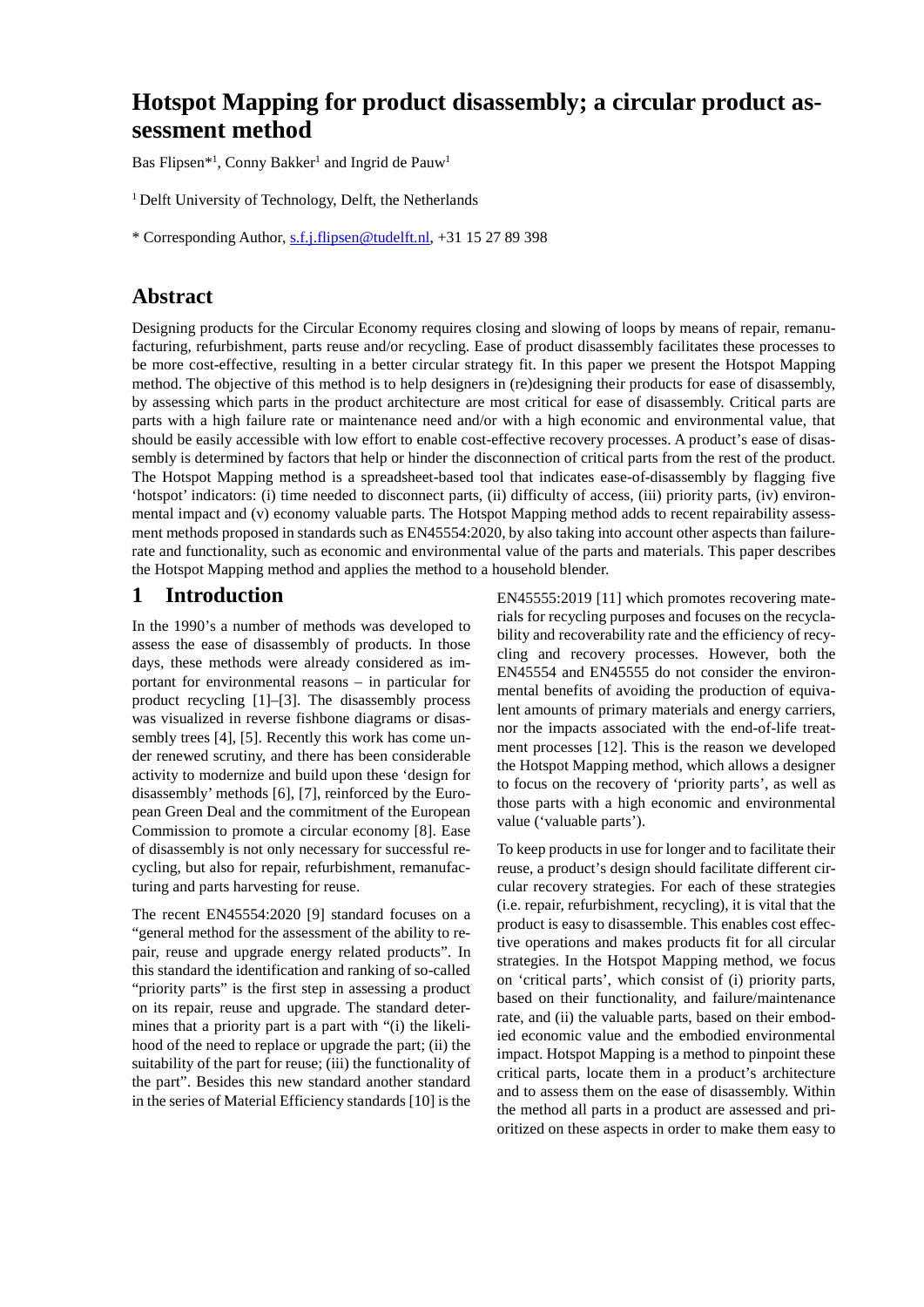# Hotspot Mapping for product disassembly; a circular product assessment method

Bas Flipsen*[1], Conny Bakker[1] and Ingrid de Pauw[1]

[1] Delft University of Technology, Delft, the Netherlands

* Corresponding Author, s.f.j.flipsen@tudelft.nl, +31 15 27 89 398

## Abstract

Designing products for the Circular Economy requires closing and slowing of loops by means of repair, remanufacturing, refurbishment, parts reuse and/or recycling. Ease of product disassembly facilitates these processes to be more cost-effective, resulting in a better circular strategy fit. In this paper we present the Hotspot Mapping method. The objective of this method is to help designers in (re)designing their products for ease of disassembly, by assessing which parts in the product architecture are most critical for ease of disassembly. Critical parts are parts with a high failure rate or maintenance need and/or with a high economic and environmental value, that should be easily accessible with low effort to enable cost-effective recovery processes. A product's ease of disassembly is determined by factors that help or hinder the disconnection of critical parts from the rest of the product. The Hotspot Mapping method is a spreadsheet-based tool that indicates ease-of-disassembly by flagging five 'hotspot' indicators: (i) time needed to disconnect parts, (ii) difficulty of access, (iii) priority parts, (iv) environmental impact and (v) economy valuable parts. The Hotspot Mapping method adds to recent repairability assessment methods proposed in standards such as EN45554:2020, by also taking into account other aspects than failure-rate and functionality, such as economic and environmental value of the parts and materials. This paper describes the Hotspot Mapping method and applies the method to a household blender.

## 1 Introduction

In the 1990's a number of methods was developed to assess the ease of disassembly of products. In those days, these methods were already considered as important for environmental reasons – in particular for product recycling [1]–[3]. The disassembly process was visualized in reverse fishbone diagrams or disassembly trees [4], [5]. Recently this work has come under renewed scrutiny, and there has been considerable activity to modernize and build upon these 'design for disassembly' methods [6], [7], reinforced by the European Green Deal and the commitment of the European Commission to promote a circular economy [8]. Ease of disassembly is not only necessary for successful recycling, but also for repair, refurbishment, remanufacturing and parts harvesting for reuse.

The recent EN45554:2020 [9] standard focuses on a "general method for the assessment of the ability to repair, reuse and upgrade energy related products". In this standard the identification and ranking of so-called "priority parts" is the first step in assessing a product on its repair, reuse and upgrade. The standard determines that a priority part is a part with "(i) the likelihood of the need to replace or upgrade the part; (ii) the suitability of the part for reuse; (iii) the functionality of the part". Besides this new standard another standard in the series of Material Efficiency standards [10] is the EN45555:2019 [11] which promotes recovering materials for recycling purposes and focuses on the recyclability and recoverability rate and the efficiency of recycling and recovery processes. However, both the EN45554 and EN45555 do not consider the environmental benefits of avoiding the production of equivalent amounts of primary materials and energy carriers, nor the impacts associated with the end-of-life treatment processes [12]. This is the reason we developed the Hotspot Mapping method, which allows a designer to focus on the recovery of 'priority parts', as well as those parts with a high economic and environmental value ('valuable parts').

To keep products in use for longer and to facilitate their reuse, a product's design should facilitate different circular recovery strategies. For each of these strategies (i.e. repair, refurbishment, recycling), it is vital that the product is easy to disassemble. This enables cost effective operations and makes products fit for all circular strategies. In the Hotspot Mapping method, we focus on 'critical parts', which consist of (i) priority parts, based on their functionality, and failure/maintenance rate, and (ii) the valuable parts, based on their embodied economic value and the embodied environmental impact. Hotspot Mapping is a method to pinpoint these critical parts, locate them in a product's architecture and to assess them on the ease of disassembly. Within the method all parts in a product are assessed and prioritized on these aspects in order to make them easy to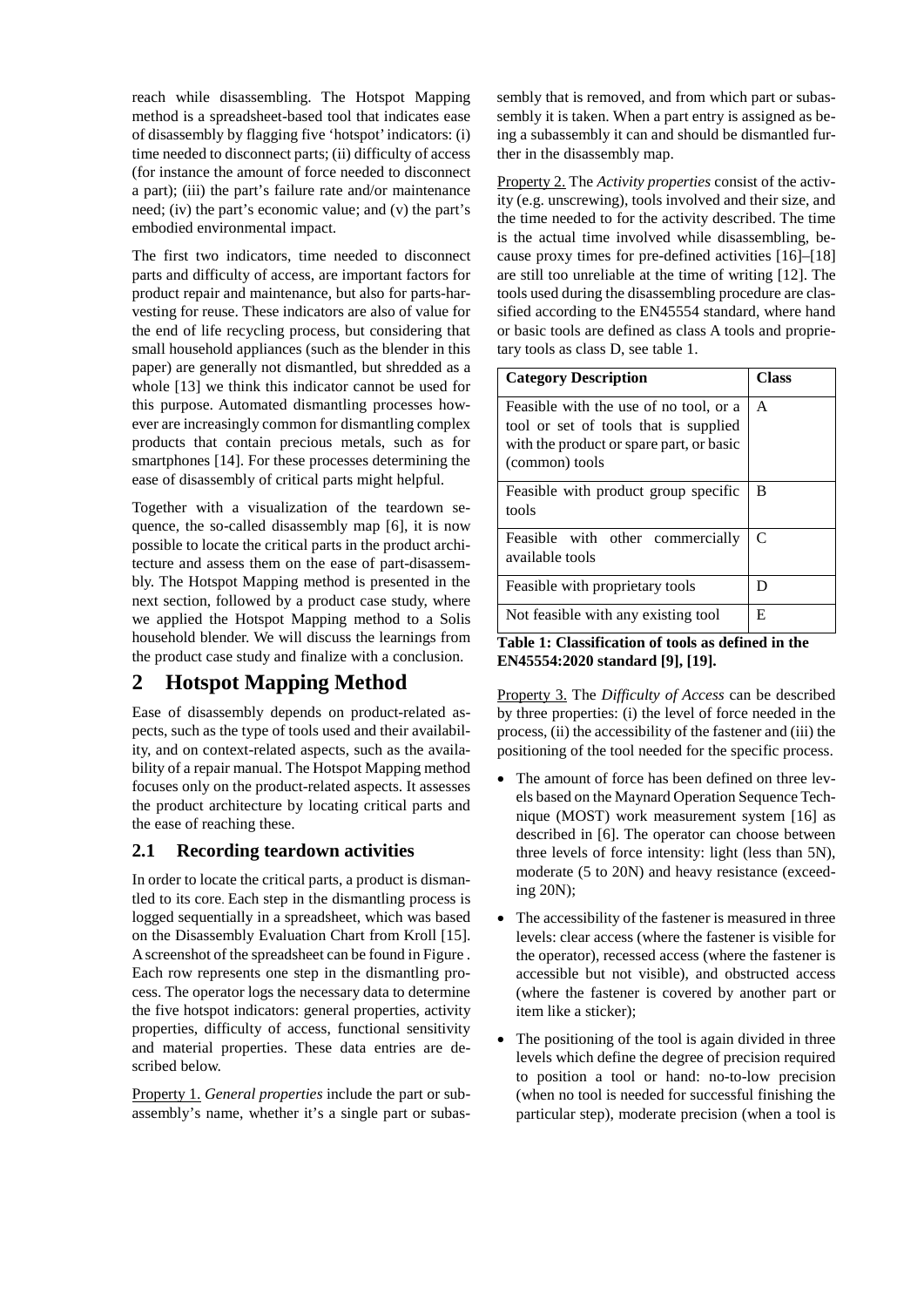reach while disassembling. The Hotspot Mapping method is a spreadsheet-based tool that indicates ease of disassembly by flagging five 'hotspot' indicators: (i) time needed to disconnect parts; (ii) difficulty of access (for instance the amount of force needed to disconnect a part); (iii) the part's failure rate and/or maintenance need; (iv) the part's economic value; and (v) the part's embodied environmental impact.

The first two indicators, time needed to disconnect parts and difficulty of access, are important factors for product repair and maintenance, but also for parts-harvesting for reuse. These indicators are also of value for the end of life recycling process, but considering that small household appliances (such as the blender in this paper) are generally not dismantled, but shredded as a whole [13] we think this indicator cannot be used for this purpose. Automated dismantling processes however are increasingly common for dismantling complex products that contain precious metals, such as for smartphones [14]. For these processes determining the ease of disassembly of critical parts might helpful.

Together with a visualization of the teardown sequence, the so-called disassembly map [6], it is now possible to locate the critical parts in the product architecture and assess them on the ease of part-disassembly. The Hotspot Mapping method is presented in the next section, followed by a product case study, where we applied the Hotspot Mapping method to a Solis household blender. We will discuss the learnings from the product case study and finalize with a conclusion.

## 2 Hotspot Mapping Method

Ease of disassembly depends on product-related aspects, such as the type of tools used and their availability, and on context-related aspects, such as the availability of a repair manual. The Hotspot Mapping method focuses only on the product-related aspects. It assesses the product architecture by locating critical parts and the ease of reaching these.

### 2.1 Recording teardown activities

In order to locate the critical parts, a product is dismantled to its core. Each step in the dismantling process is logged sequentially in a spreadsheet, which was based on the Disassembly Evaluation Chart from Kroll [15]. A screenshot of the spreadsheet can be found in Figure . Each row represents one step in the dismantling process. The operator logs the necessary data to determine the five hotspot indicators: general properties, activity properties, difficulty of access, functional sensitivity and material properties. These data entries are described below.

Property 1. *General properties* include the part or subassembly's name, whether it's a single part or subassembly that is removed, and from which part or subassembly it is taken. When a part entry is assigned as being a subassembly it can and should be dismantled further in the disassembly map.

Property 2. The *Activity properties* consist of the activity (e.g. unscrewing), tools involved and their size, and the time needed to for the activity described. The time is the actual time involved while disassembling, because proxy times for pre-defined activities [16]–[18] are still too unreliable at the time of writing [12]. The tools used during the disassembling procedure are classified according to the EN45554 standard, where hand or basic tools are defined as class A tools and proprietary tools as class D, see table 1.

| Category Description | Class |
|---|---|
| Feasible with the use of no tool, or a tool or set of tools that is supplied with the product or spare part, or basic (common) tools | A |
| Feasible with product group specific tools | B |
| Feasible with other commercially available tools | C |
| Feasible with proprietary tools | D |
| Not feasible with any existing tool | E |

**Table 1: Classification of tools as defined in the EN45554:2020 standard [9], [19].**

Property 3. The *Difficulty of Access* can be described by three properties: (i) the level of force needed in the process, (ii) the accessibility of the fastener and (iii) the positioning of the tool needed for the specific process.

- The amount of force has been defined on three levels based on the Maynard Operation Sequence Technique (MOST) work measurement system [16] as described in [6]. The operator can choose between three levels of force intensity: light (less than 5N), moderate (5 to 20N) and heavy resistance (exceeding 20N);
- The accessibility of the fastener is measured in three levels: clear access (where the fastener is visible for the operator), recessed access (where the fastener is accessible but not visible), and obstructed access (where the fastener is covered by another part or item like a sticker);
- The positioning of the tool is again divided in three levels which define the degree of precision required to position a tool or hand: no-to-low precision (when no tool is needed for successful finishing the particular step), moderate precision (when a tool is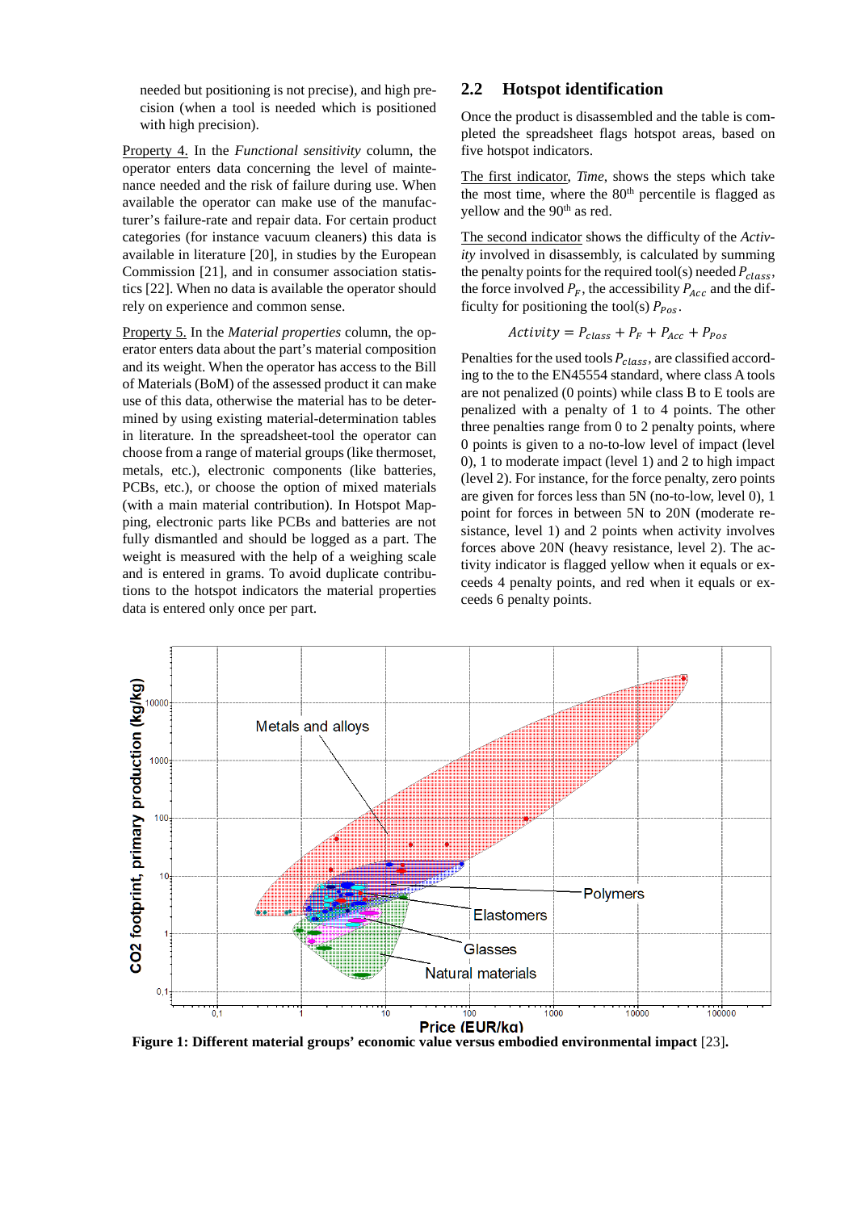needed but positioning is not precise), and high precision (when a tool is needed which is positioned with high precision).

Property 4. In the *Functional sensitivity* column, the operator enters data concerning the level of maintenance needed and the risk of failure during use. When available the operator can make use of the manufacturer's failure-rate and repair data. For certain product categories (for instance vacuum cleaners) this data is available in literature [20], in studies by the European Commission [21], and in consumer association statistics [22]. When no data is available the operator should rely on experience and common sense.

Property 5. In the *Material properties* column, the operator enters data about the part's material composition and its weight. When the operator has access to the Bill of Materials (BoM) of the assessed product it can make use of this data, otherwise the material has to be determined by using existing material-determination tables in literature. In the spreadsheet-tool the operator can choose from a range of material groups (like thermoset, metals, etc.), electronic components (like batteries, PCBs, etc.), or choose the option of mixed materials (with a main material contribution). In Hotspot Mapping, electronic parts like PCBs and batteries are not fully dismantled and should be logged as a part. The weight is measured with the help of a weighing scale and is entered in grams. To avoid duplicate contributions to the hotspot indicators the material properties data is entered only once per part.

## 2.2 Hotspot identification

Once the product is disassembled and the table is completed the spreadsheet flags hotspot areas, based on five hotspot indicators.

The first indicator, *Time*, shows the steps which take the most time, where the 80th percentile is flagged as yellow and the 90th as red.

The second indicator shows the difficulty of the *Activity* involved in disassembly, is calculated by summing the penalty points for the required tool(s) needed $P_{class}$, the force involved $P_F$, the accessibility $P_{Acc}$ and the difficulty for positioning the tool(s) $P_{Pos}$.

$$Activity = P_{class} + P_F + P_{Acc} + P_{Pos}$$

Penalties for the used tools $P_{class}$, are classified according to the to the EN45554 standard, where class A tools are not penalized (0 points) while class B to E tools are penalized with a penalty of 1 to 4 points. The other three penalties range from 0 to 2 penalty points, where 0 points is given to a no-to-low level of impact (level 0), 1 to moderate impact (level 1) and 2 to high impact (level 2). For instance, for the force penalty, zero points are given for forces less than 5N (no-to-low, level 0), 1 point for forces in between 5N to 20N (moderate resistance, level 1) and 2 points when activity involves forces above 20N (heavy resistance, level 2). The activity indicator is flagged yellow when it equals or exceeds 4 penalty points, and red when it equals or exceeds 6 penalty points.

**Figure 1: Different material groups' economic value versus embodied environmental impact** [23]**.**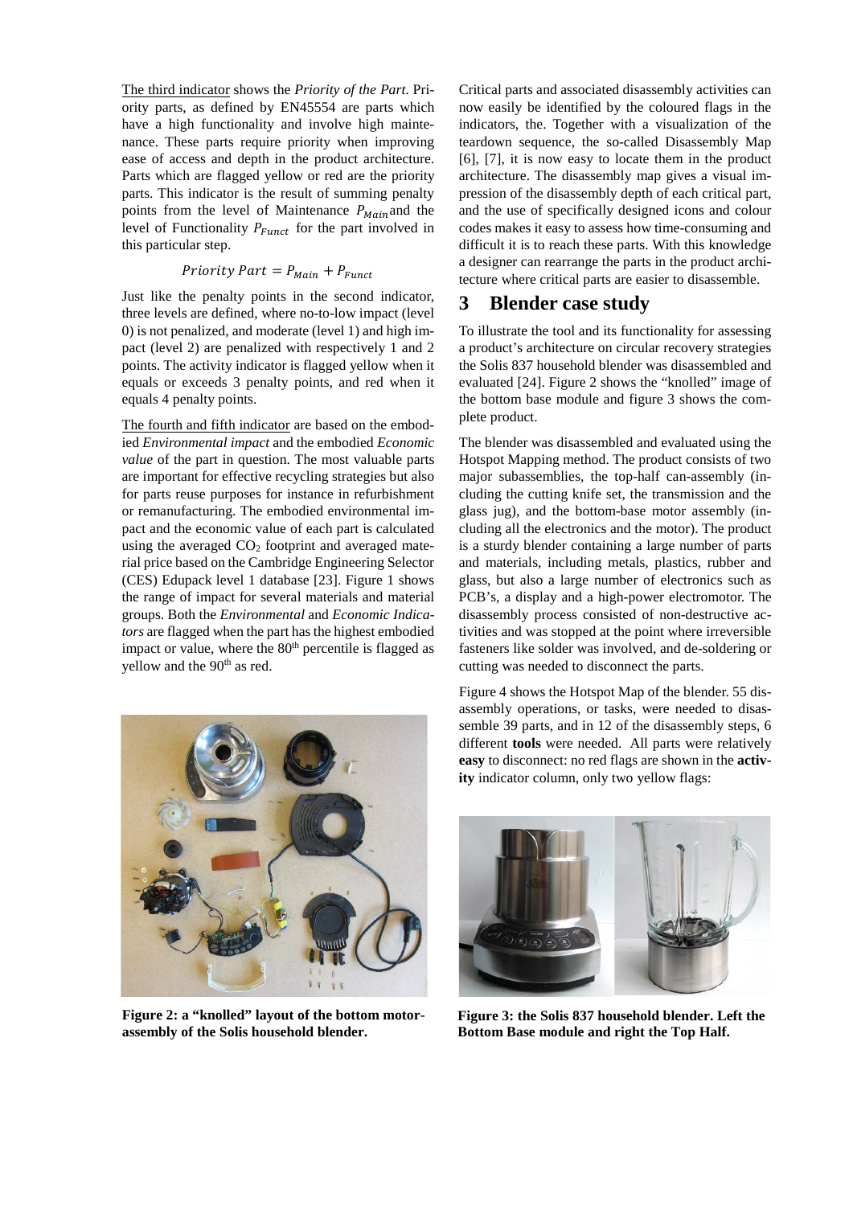<u>The third indicator</u> shows the *Priority of the Part*. Priority parts, as defined by EN45554 are parts which have a high functionality and involve high maintenance. These parts require priority when improving ease of access and depth in the product architecture. Parts which are flagged yellow or red are the priority parts. This indicator is the result of summing penalty points from the level of Maintenance $P_{Main}$ and the level of Functionality $P_{Funct}$ for the part involved in this particular step.

$$Priority\ Part = P_{Main} + P_{Funct}$$

Just like the penalty points in the second indicator, three levels are defined, where no-to-low impact (level 0) is not penalized, and moderate (level 1) and high impact (level 2) are penalized with respectively 1 and 2 points. The activity indicator is flagged yellow when it equals or exceeds 3 penalty points, and red when it equals 4 penalty points.

<u>The fourth and fifth indicator</u> are based on the embodied *Environmental impact* and the embodied *Economic value* of the part in question. The most valuable parts are important for effective recycling strategies but also for parts reuse purposes for instance in refurbishment or remanufacturing. The embodied environmental impact and the economic value of each part is calculated using the averaged $CO_2$ footprint and averaged material price based on the Cambridge Engineering Selector (CES) Edupack level 1 database [23]. Figure 1 shows the range of impact for several materials and material groups. Both the *Environmental* and *Economic Indicators* are flagged when the part has the highest embodied impact or value, where the 80[th] percentile is flagged as yellow and the 90[th] as red.

**Figure 2: a "knolled" layout of the bottom motor-assembly of the Solis household blender.**

Critical parts and associated disassembly activities can now easily be identified by the coloured flags in the indicators, the. Together with a visualization of the teardown sequence, the so-called Disassembly Map [6], [7], it is now easy to locate them in the product architecture. The disassembly map gives a visual impression of the disassembly depth of each critical part, and the use of specifically designed icons and colour codes makes it easy to assess how time-consuming and difficult it is to reach these parts. With this knowledge a designer can rearrange the parts in the product architecture where critical parts are easier to disassemble.

## 3 Blender case study

To illustrate the tool and its functionality for assessing a product's architecture on circular recovery strategies the Solis 837 household blender was disassembled and evaluated [24]. Figure 2 shows the "knolled" image of the bottom base module and figure 3 shows the complete product.

The blender was disassembled and evaluated using the Hotspot Mapping method. The product consists of two major subassemblies, the top-half can-assembly (including the cutting knife set, the transmission and the glass jug), and the bottom-base motor assembly (including all the electronics and the motor). The product is a sturdy blender containing a large number of parts and materials, including metals, plastics, rubber and glass, but also a large number of electronics such as PCB's, a display and a high-power electromotor. The disassembly process consisted of non-destructive activities and was stopped at the point where irreversible fasteners like solder was involved, and de-soldering or cutting was needed to disconnect the parts.

Figure 4 shows the Hotspot Map of the blender. 55 disassembly operations, or tasks, were needed to disassemble 39 parts, and in 12 of the disassembly steps, 6 different **tools** were needed. All parts were relatively **easy** to disconnect: no red flags are shown in the **activity** indicator column, only two yellow flags:

**Figure 3: the Solis 837 household blender. Left the Bottom Base module and right the Top Half.**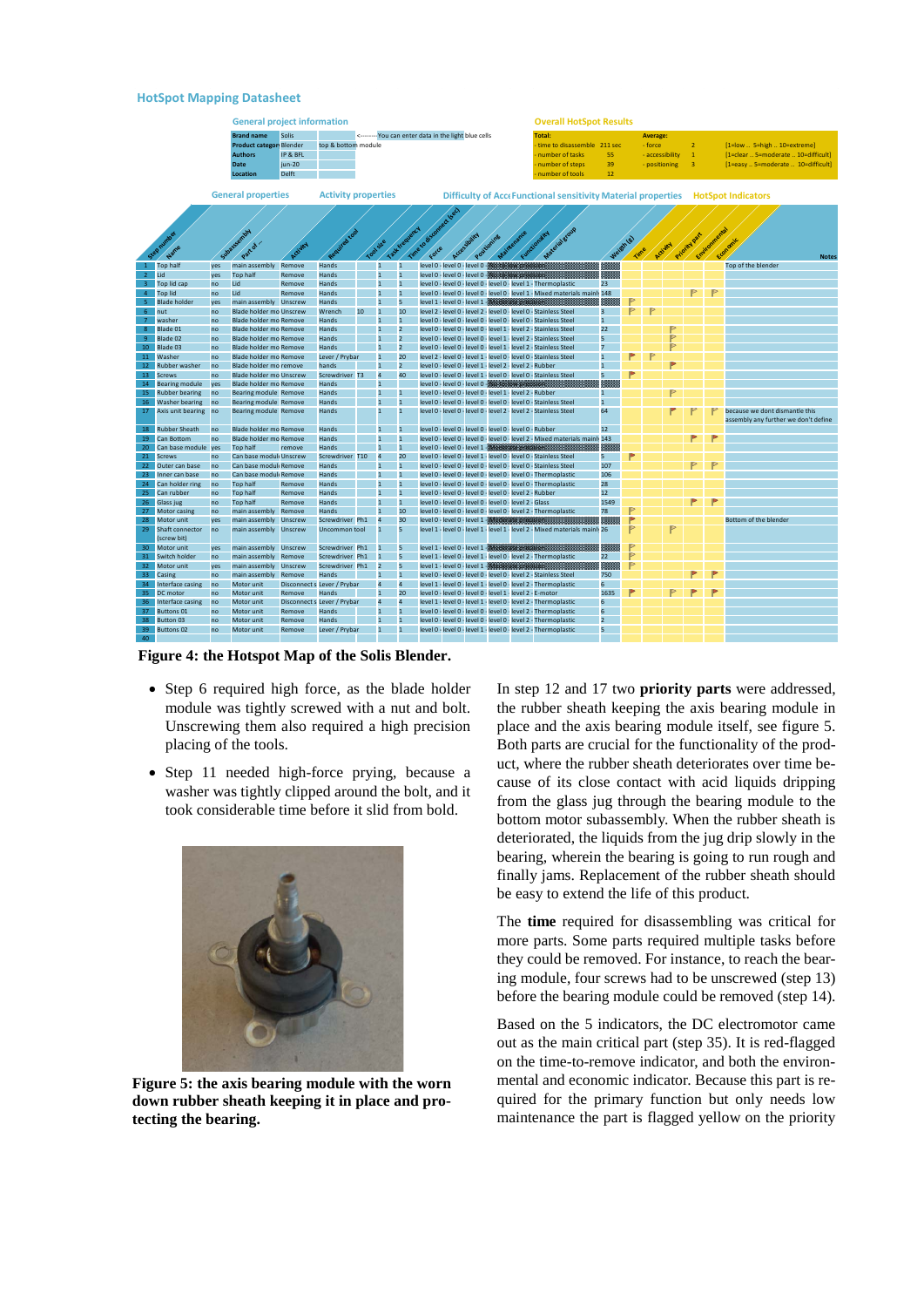## HotSpot Mapping Datasheet

**General project information**

| | | |
|---|---|---|
| **Brand name** | Solis | <--------- You can enter data in the light blue cells |
| **Product category** | Blender | top & bottom module |
| **Authors** | IP & BFL | |
| **Date** | jun-20 | |
| **Location** | Delft | |

**Overall HotSpot Results**

| Total: | | Average: | | |
|---|---|---|---|---|
| - time to disassemble | 211 sec | - force | 2 | [1=low .. 5=high .. 10=extreme] |
| - number of tasks | 55 | - accessibility | 1 | [1=clear .. 5=moderate .. 10=difficult] |
| - number of steps | 39 | - positioning | 3 | [1=easy .. 5=moderate .. 10=difficult] |
| - number of tools | 12 | | | |

General properties | Activity properties | Difficulty of Access | Functional sensitivity | Material properties | HotSpot Indicators

| Step number | Name | Subassembly | Part of ... | Activity | Required tool | Tool size | Task frequency | Time to disconnect (sec) | Force | Accessibility | Positioning | Maintenance | Functionality | Material group | Weight (g) | Time | Activity | Priority part | Environmental | Economic | Notes |
|---|---|---|---|---|---|---|---|---|---|---|---|---|---|---|---|---|---|---|---|---|---|
| 1 | Top half | yes | main assembly | Remove | Hands | | 1 | 1 | level 0 - | level 0 - | level 0 - | | | | | | | | | | Top of the blender |
| 2 | Lid | yes | Top half | Remove | Hands | | 1 | 1 | level 0 - | level 0 - | level 0 - | | | | | | | | | | |
| 3 | Top lid cap | no | Lid | Remove | Hands | | 1 | 1 | level 0 - | level 0 - | level 0 - | level 0 - | level 1 - | Thermoplastic | 23 | | | | | | |
| 4 | Top lid | no | Lid | Remove | Hands | | 1 | 1 | level 0 - | level 0 - | level 0 - | level 0 - | level 1 - | Mixed materials mainl | 148 | | | | | | |
| 5 | Blade holder | yes | main assembly | Unscrew | Hands | | 1 | 5 | level 1 - | level 0 - | level 1 - | | | | | | | | | | |
| 6 | nut | no | Blade holder mo | Unscrew | Wrench | 10 | 1 | 10 | level 2 - | level 0 - | level 2 - | level 0 - | level 0 - | Stainless Steel | 3 | | | | | | |
| 7 | washer | no | Blade holder mo | Remove | Hands | | 1 | 1 | level 0 - | level 0 - | level 0 - | level 0 - | level 0 - | Stainless Steel | 1 | | | | | | |
| 8 | Blade 01 | no | Blade holder mo | Remove | Hands | | 1 | 2 | level 0 - | level 0 - | level 0 - | level 1 - | level 2 - | Stainless Steel | 22 | | | | | | |
| 9 | Blade 02 | no | Blade holder mo | Remove | Hands | | 1 | 2 | level 0 - | level 0 - | level 0 - | level 1 - | level 2 - | Stainless Steel | 5 | | | | | | |
| 10 | Blade 03 | no | Blade holder mo | Remove | Hands | | 1 | 2 | level 0 - | level 0 - | level 0 - | level 1 - | level 2 - | Stainless Steel | 7 | | | | | | |
| 11 | Washer | no | Blade holder mo | Remove | Lever / Prybar | | 1 | 20 | level 2 - | level 0 - | level 1 - | level 0 - | level 0 - | Stainless Steel | 1 | | | | | | |
| 12 | Rubber washer | no | Blade holder mo | remove | hands | | 1 | 2 | level 0 - | level 0 - | level 1 - | level 2 - | level 2 - | Rubber | 1 | | | | | | |
| 13 | Screws | no | Blade holder mo | Unscrew | Screwdriver | T3 | 4 | 40 | level 0 - | level 0 - | level 1 - | level 0 - | level 0 - | Stainless Steel | 5 | | | | | | |
| 14 | Bearing module | yes | Blade holder mo | Remove | Hands | | 1 | | level 0 - | level 0 - | level 0 - | | | | | | | | | | |
| 15 | Rubber bearing | no | Bearing module | Remove | Hands | | 1 | 1 | level 0 - | level 0 - | level 0 - | level 1 - | level 2 - | Rubber | 1 | | | | | | |
| 16 | Washer bearing | no | Bearing module | Remove | Hands | | 1 | 1 | level 0 - | level 0 - | level 0 - | level 0 - | level 0 - | Stainless Steel | 1 | | | | | | |
| 17 | Axis unit bearing | no | Bearing module | Remove | Hands | | 1 | 1 | level 0 - | level 0 - | level 0 - | level 2 - | level 2 - | Stainless Steel | 64 | | | | | | because we dont dismantle this assembly any further we don't define |
| 18 | Rubber Sheath | no | Blade holder mo | Remove | Hands | | 1 | 1 | level 0 - | level 0 - | level 0 - | level 0 - | level 0 - | Rubber | 12 | | | | | | |
| 19 | Can Bottom | no | Blade holder mo | Remove | Hands | | 1 | 1 | level 0 - | level 0 - | level 0 - | level 0 - | level 2 - | Mixed materials mainl | 143 | | | | | | |
| 20 | Can base module | yes | Top half | remove | Hands | | 1 | 1 | level 0 - | level 0 - | level 1 - | | | | | | | | | | |
| 21 | Screws | no | Can base modul | Unscrew | Screwdriver | T10 | 4 | 20 | level 0 - | level 0 - | level 1 - | level 0 - | level 0 - | Stainless Steel | 5 | | | | | | |
| 22 | Outer can base | no | Can base modul | Remove | Hands | | 1 | 1 | level 0 - | level 0 - | level 0 - | level 0 - | level 0 - | Stainless Steel | 107 | | | | | | |
| 23 | Inner can base | no | Can base modul | Remove | Hands | | 1 | 1 | level 0 - | level 0 - | level 0 - | level 0 - | level 0 - | Thermoplastic | 106 | | | | | | |
| 24 | Can holder ring | no | Top half | Remove | Hands | | 1 | 1 | level 0 - | level 0 - | level 0 - | level 0 - | level 0 - | Thermoplastic | 28 | | | | | | |
| 25 | Can rubber | no | Top half | Remove | Hands | | 1 | 1 | level 0 - | level 0 - | level 0 - | level 0 - | level 2 - | Rubber | 12 | | | | | | |
| 26 | Glass jug | no | Top half | Remove | Hands | | 1 | 1 | level 0 - | level 0 - | level 0 - | level 0 - | level 2 - | Glass | 1549 | | | | | | |
| 27 | Motor casing | no | main assembly | Remove | Hands | | 1 | 10 | level 0 - | level 0 - | level 0 - | level 0 - | level 2 - | Thermoplastic | 78 | | | | | | |
| 28 | Motor unit | yes | main assembly | Unscrew | Screwdriver | Ph1 | 4 | 30 | level 0 - | level 0 - | level 1 - | | | | | | | | | | Bottom of the blender |
| 29 | Shaft connector (screw bit) | no | main assembly | Unscrew | Uncommon tool | | 1 | 5 | level 1 - | level 0 - | level 1 - | level 1 - | level 2 - | Mixed materials mainl | 26 | | | | | | |
| 30 | Motor unit | yes | main assembly | Unscrew | Screwdriver | Ph1 | 1 | 5 | level 1 - | level 0 - | level 1 - | | | | | | | | | | |
| 31 | Switch holder | no | main assembly | Remove | Screwdriver | Ph1 | 1 | 5 | level 0 - | level 0 - | level 1 - | level 0 - | level 2 - | Thermoplastic | 22 | | | | | | |
| 32 | Motor unit | yes | main assembly | Unscrew | Screwdriver | Ph1 | 2 | 5 | level 1 - | level 0 - | level 1 - | | | | | | | | | | |
| 33 | Casing | no | main assembly | Remove | Hands | | 1 | 1 | level 0 - | level 0 - | level 0 - | level 0 - | level 2 - | Stainless Steel | 750 | | | | | | |
| 34 | Interface casing | no | Motor unit | Disconnect s | Lever / Prybar | | 4 | 4 | level 1 - | level 0 - | level 1 - | level 0 - | level 2 - | Thermoplastic | 6 | | | | | | |
| 35 | DC motor | no | Motor unit | Remove | Hands | | 1 | 20 | level 0 - | level 0 - | level 0 - | level 1 - | level 2 - | E-motor | 1635 | | | | | | |
| 36 | Interface casing | no | Motor unit | Disconnect s | Lever / Prybar | | 4 | 4 | level 1 - | level 0 - | level 1 - | level 0 - | level 2 - | Thermoplastic | 6 | | | | | | |
| 37 | Buttons 01 | no | Motor unit | Remove | Hands | | 1 | 1 | level 0 - | level 0 - | level 0 - | level 0 - | level 2 - | Thermoplastic | 6 | | | | | | |
| 38 | Button 03 | no | Motor unit | Remove | Hands | | 1 | 1 | level 0 - | level 0 - | level 0 - | level 0 - | level 2 - | Thermoplastic | 2 | | | | | | |
| 39 | Buttons 02 | no | Motor unit | Remove | Lever / Prybar | | 1 | 1 | level 0 - | level 0 - | level 1 - | level 0 - | level 2 - | Thermoplastic | 5 | | | | | | |
| 40 | | | | | | | | | | | | | | | | | | | | | |

**Figure 4: the Hotspot Map of the Solis Blender.**

- Step 6 required high force, as the blade holder module was tightly screwed with a nut and bolt. Unscrewing them also required a high precision placing of the tools.
- Step 11 needed high-force prying, because a washer was tightly clipped around the bolt, and it took considerable time before it slid from bold.

**Figure 5: the axis bearing module with the worn down rubber sheath keeping it in place and protecting the bearing.**

In step 12 and 17 two **priority parts** were addressed, the rubber sheath keeping the axis bearing module in place and the axis bearing module itself, see figure 5. Both parts are crucial for the functionality of the product, where the rubber sheath deteriorates over time because of its close contact with acid liquids dripping from the glass jug through the bearing module to the bottom motor subassembly. When the rubber sheath is deteriorated, the liquids from the jug drip slowly in the bearing, wherein the bearing is going to run rough and finally jams. Replacement of the rubber sheath should be easy to extend the life of this product.

The **time** required for disassembling was critical for more parts. Some parts required multiple tasks before they could be removed. For instance, to reach the bearing module, four screws had to be unscrewed (step 13) before the bearing module could be removed (step 14).

Based on the 5 indicators, the DC electromotor came out as the main critical part (step 35). It is red-flagged on the time-to-remove indicator, and both the environmental and economic indicator. Because this part is required for the primary function but only needs low maintenance the part is flagged yellow on the priority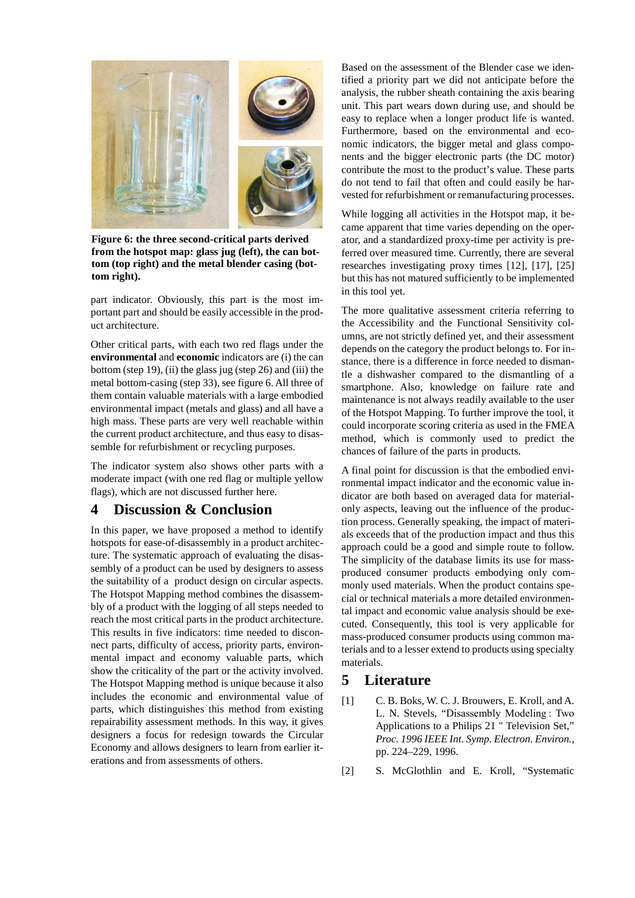**Figure 6: the three second-critical parts derived from the hotspot map: glass jug (left), the can bottom (top right) and the metal blender casing (bottom right).**

part indicator. Obviously, this part is the most important part and should be easily accessible in the product architecture.

Other critical parts, with each two red flags under the **environmental** and **economic** indicators are (i) the can bottom (step 19), (ii) the glass jug (step 26) and (iii) the metal bottom-casing (step 33), see figure 6. All three of them contain valuable materials with a large embodied environmental impact (metals and glass) and all have a high mass. These parts are very well reachable within the current product architecture, and thus easy to disassemble for refurbishment or recycling purposes.

The indicator system also shows other parts with a moderate impact (with one red flag or multiple yellow flags), which are not discussed further here.

# 4 Discussion & Conclusion

In this paper, we have proposed a method to identify hotspots for ease-of-disassembly in a product architecture. The systematic approach of evaluating the disassembly of a product can be used by designers to assess the suitability of a product design on circular aspects. The Hotspot Mapping method combines the disassembly of a product with the logging of all steps needed to reach the most critical parts in the product architecture. This results in five indicators: time needed to disconnect parts, difficulty of access, priority parts, environmental impact and economy valuable parts, which show the criticality of the part or the activity involved. The Hotspot Mapping method is unique because it also includes the economic and environmental value of parts, which distinguishes this method from existing repairability assessment methods. In this way, it gives designers a focus for redesign towards the Circular Economy and allows designers to learn from earlier iterations and from assessments of others.

Based on the assessment of the Blender case we identified a priority part we did not anticipate before the analysis, the rubber sheath containing the axis bearing unit. This part wears down during use, and should be easy to replace when a longer product life is wanted. Furthermore, based on the environmental and economic indicators, the bigger metal and glass components and the bigger electronic parts (the DC motor) contribute the most to the product's value. These parts do not tend to fail that often and could easily be harvested for refurbishment or remanufacturing processes.

While logging all activities in the Hotspot map, it became apparent that time varies depending on the operator, and a standardized proxy-time per activity is preferred over measured time. Currently, there are several researches investigating proxy times [12], [17], [25] but this has not matured sufficiently to be implemented in this tool yet.

The more qualitative assessment criteria referring to the Accessibility and the Functional Sensitivity columns, are not strictly defined yet, and their assessment depends on the category the product belongs to. For instance, there is a difference in force needed to dismantle a dishwasher compared to the dismantling of a smartphone. Also, knowledge on failure rate and maintenance is not always readily available to the user of the Hotspot Mapping. To further improve the tool, it could incorporate scoring criteria as used in the FMEA method, which is commonly used to predict the chances of failure of the parts in products.

A final point for discussion is that the embodied environmental impact indicator and the economic value indicator are both based on averaged data for material-only aspects, leaving out the influence of the production process. Generally speaking, the impact of materials exceeds that of the production impact and thus this approach could be a good and simple route to follow. The simplicity of the database limits its use for mass-produced consumer products embodying only commonly used materials. When the product contains special or technical materials a more detailed environmental impact and economic value analysis should be executed. Consequently, this tool is very applicable for mass-produced consumer products using common materials and to a lesser extend to products using specialty materials.

# 5 Literature

[1] C. B. Boks, W. C. J. Brouwers, E. Kroll, and A. L. N. Stevels, "Disassembly Modeling : Two Applications to a Philips 21 " Television Set," *Proc. 1996 IEEE Int. Symp. Electron. Environ.*, pp. 224–229, 1996.

[2] S. McGlothlin and E. Kroll, "Systematic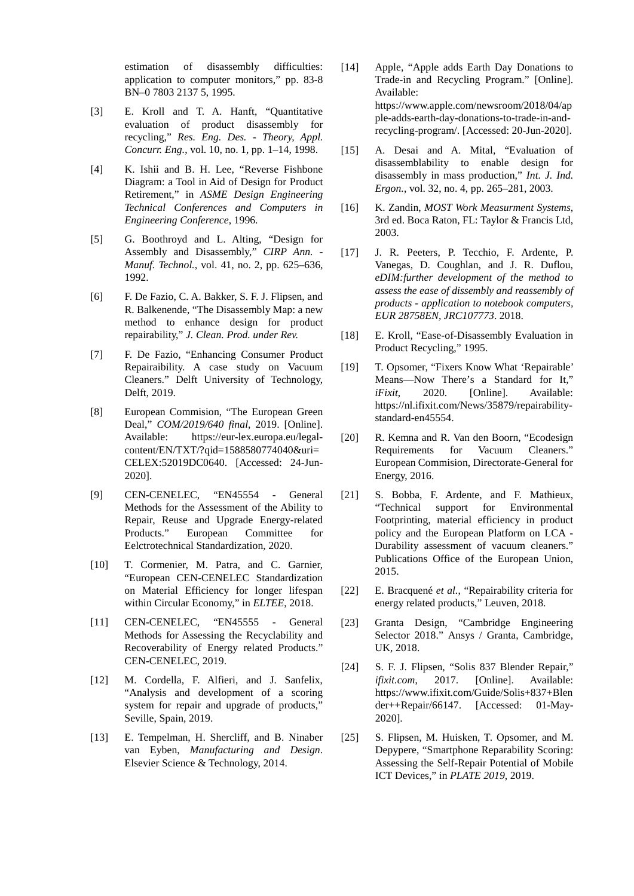estimation of disassembly difficulties: application to computer monitors," pp. 83-8 BN–0 7803 2137 5, 1995.

[3] E. Kroll and T. A. Hanft, "Quantitative evaluation of product disassembly for recycling," *Res. Eng. Des. - Theory, Appl. Concurr. Eng.*, vol. 10, no. 1, pp. 1–14, 1998.

[4] K. Ishii and B. H. Lee, "Reverse Fishbone Diagram: a Tool in Aid of Design for Product Retirement," in *ASME Design Engineering Technical Conferences and Computers in Engineering Conference*, 1996.

[5] G. Boothroyd and L. Alting, "Design for Assembly and Disassembly," *CIRP Ann. - Manuf. Technol.*, vol. 41, no. 2, pp. 625–636, 1992.

[6] F. De Fazio, C. A. Bakker, S. F. J. Flipsen, and R. Balkenende, "The Disassembly Map: a new method to enhance design for product repairability," *J. Clean. Prod. under Rev.*

[7] F. De Fazio, "Enhancing Consumer Product Repairaibility. A case study on Vacuum Cleaners." Delft University of Technology, Delft, 2019.

[8] European Commision, "The European Green Deal," *COM/2019/640 final*, 2019. [Online]. Available: https://eur-lex.europa.eu/legal-content/EN/TXT/?qid=1588580774040&uri=CELEX:52019DC0640. [Accessed: 24-Jun-2020].

[9] CEN-CENELEC, "EN45554 - General Methods for the Assessment of the Ability to Repair, Reuse and Upgrade Energy-related Products." European Committee for Eelctrotechnical Standardization, 2020.

[10] T. Cormenier, M. Patra, and C. Garnier, "European CEN-CENELEC Standardization on Material Efficiency for longer lifespan within Circular Economy," in *ELTEE*, 2018.

[11] CEN-CENELEC, "EN45555 - General Methods for Assessing the Recyclability and Recoverability of Energy related Products." CEN-CENELEC, 2019.

[12] M. Cordella, F. Alfieri, and J. Sanfelix, "Analysis and development of a scoring system for repair and upgrade of products," Seville, Spain, 2019.

[13] E. Tempelman, H. Shercliff, and B. Ninaber van Eyben, *Manufacturing and Design*. Elsevier Science & Technology, 2014.

[14] Apple, "Apple adds Earth Day Donations to Trade-in and Recycling Program." [Online]. Available: https://www.apple.com/newsroom/2018/04/apple-adds-earth-day-donations-to-trade-in-and-recycling-program/. [Accessed: 20-Jun-2020].

[15] A. Desai and A. Mital, "Evaluation of disassemblability to enable design for disassembly in mass production," *Int. J. Ind. Ergon.*, vol. 32, no. 4, pp. 265–281, 2003.

[16] K. Zandin, *MOST Work Measurment Systems*, 3rd ed. Boca Raton, FL: Taylor & Francis Ltd, 2003.

[17] J. R. Peeters, P. Tecchio, F. Ardente, P. Vanegas, D. Coughlan, and J. R. Duflou, *eDIM:further development of the method to assess the ease of dissembly and reassembly of products - application to notebook computers, EUR 28758EN, JRC107773*. 2018.

[18] E. Kroll, "Ease-of-Disassembly Evaluation in Product Recycling," 1995.

[19] T. Opsomer, "Fixers Know What 'Repairable' Means—Now There's a Standard for It," *iFixit*, 2020. [Online]. Available: https://nl.ifixit.com/News/35879/repairability-standard-en45554.

[20] R. Kemna and R. Van den Boorn, "Ecodesign Requirements for Vacuum Cleaners." European Commision, Directorate-General for Energy, 2016.

[21] S. Bobba, F. Ardente, and F. Mathieux, "Technical support for Environmental Footprinting, material efficiency in product policy and the European Platform on LCA - Durability assessment of vacuum cleaners." Publications Office of the European Union, 2015.

[22] E. Bracquené *et al.*, "Repairability criteria for energy related products," Leuven, 2018.

[23] Granta Design, "Cambridge Engineering Selector 2018." Ansys / Granta, Cambridge, UK, 2018.

[24] S. F. J. Flipsen, "Solis 837 Blender Repair," *ifixit.com*, 2017. [Online]. Available: https://www.ifixit.com/Guide/Solis+837+Blender++Repair/66147. [Accessed: 01-May-2020].

[25] S. Flipsen, M. Huisken, T. Opsomer, and M. Depypere, "Smartphone Reparability Scoring: Assessing the Self-Repair Potential of Mobile ICT Devices," in *PLATE 2019*, 2019.